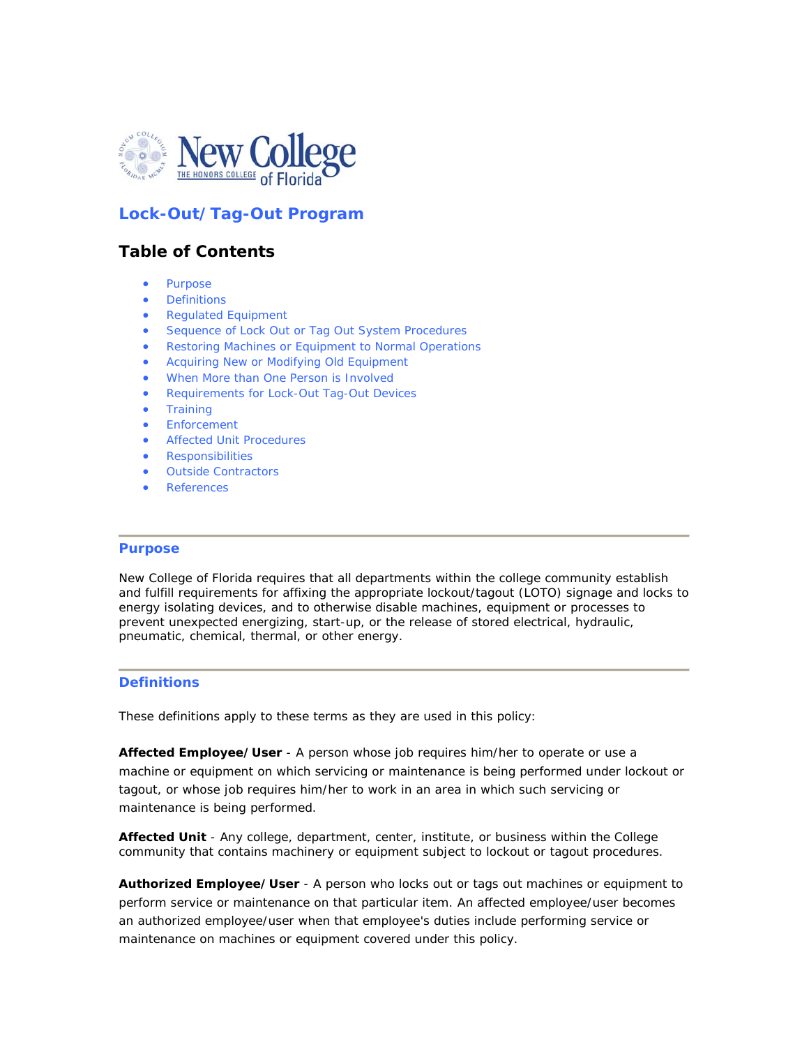New College of Florida — The Honors College

# Lock-Out/Tag-Out Program

## Table of Contents

- Purpose
- Definitions
- Regulated Equipment
- Sequence of Lock Out or Tag Out System Procedures
- Restoring Machines or Equipment to Normal Operations
- Acquiring New or Modifying Old Equipment
- When More than One Person is Involved
- Requirements for Lock-Out Tag-Out Devices
- Training
- Enforcement
- Affected Unit Procedures
- Responsibilities
- Outside Contractors
- References

---

## Purpose

New College of Florida requires that all departments within the college community establish and fulfill requirements for affixing the appropriate lockout/tagout (LOTO) signage and locks to energy isolating devices, and to otherwise disable machines, equipment or processes to prevent unexpected energizing, start-up, or the release of stored electrical, hydraulic, pneumatic, chemical, thermal, or other energy.

---

## Definitions

These definitions apply to these terms as they are used in this policy:

**Affected Employee/User** - A person whose job requires him/her to operate or use a machine or equipment on which servicing or maintenance is being performed under lockout or tagout, or whose job requires him/her to work in an area in which such servicing or maintenance is being performed.

**Affected Unit** - Any college, department, center, institute, or business within the College community that contains machinery or equipment subject to lockout or tagout procedures.

**Authorized Employee/User** - A person who locks out or tags out machines or equipment to perform service or maintenance on that particular item. An affected employee/user becomes an authorized employee/user when that employee's duties include performing service or maintenance on machines or equipment covered under this policy.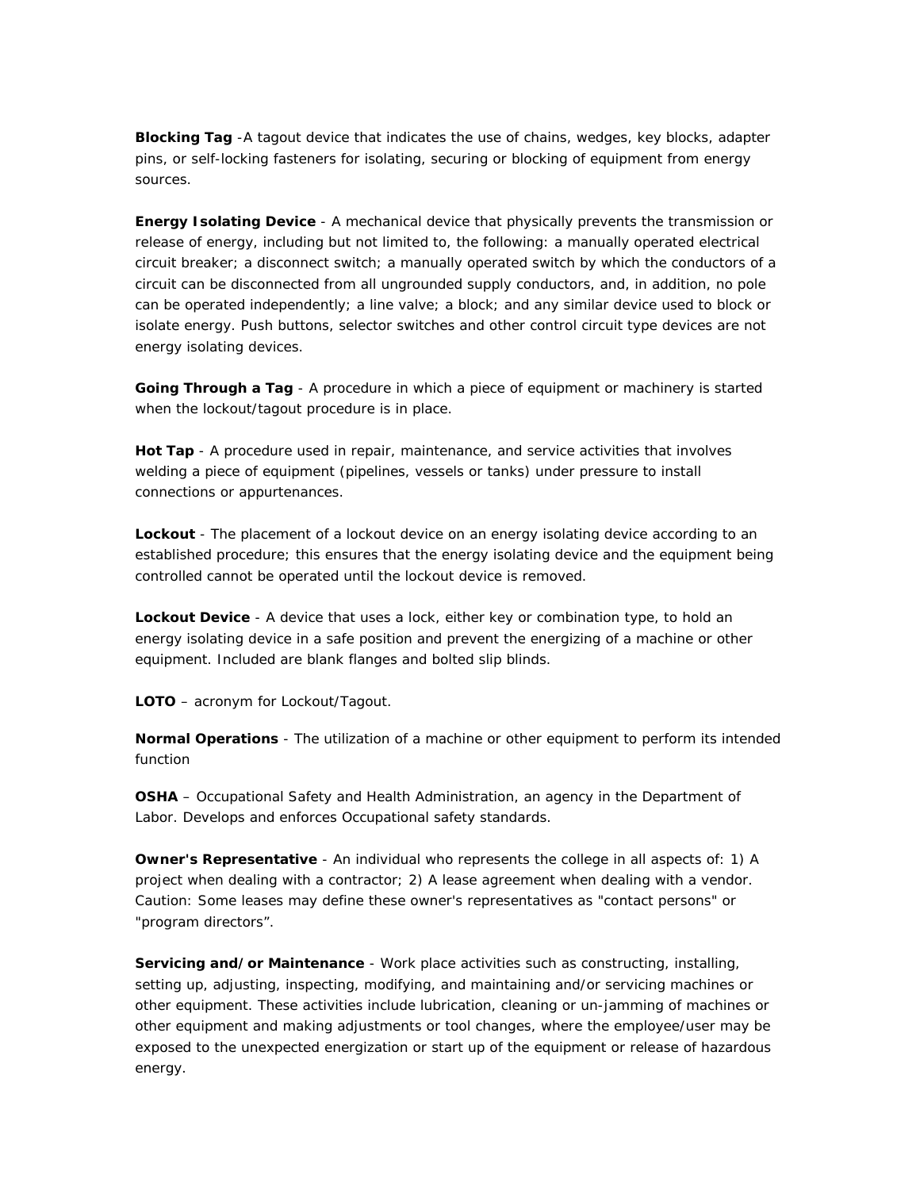**Blocking Tag** -A tagout device that indicates the use of chains, wedges, key blocks, adapter pins, or self-locking fasteners for isolating, securing or blocking of equipment from energy sources.

**Energy Isolating Device** - A mechanical device that physically prevents the transmission or release of energy, including but not limited to, the following: a manually operated electrical circuit breaker; a disconnect switch; a manually operated switch by which the conductors of a circuit can be disconnected from all ungrounded supply conductors, and, in addition, no pole can be operated independently; a line valve; a block; and any similar device used to block or isolate energy. Push buttons, selector switches and other control circuit type devices are not energy isolating devices.

**Going Through a Tag** - A procedure in which a piece of equipment or machinery is started when the lockout/tagout procedure is in place.

**Hot Tap** - A procedure used in repair, maintenance, and service activities that involves welding a piece of equipment (pipelines, vessels or tanks) under pressure to install connections or appurtenances.

**Lockout** - The placement of a lockout device on an energy isolating device according to an established procedure; this ensures that the energy isolating device and the equipment being controlled cannot be operated until the lockout device is removed.

**Lockout Device** - A device that uses a lock, either key or combination type, to hold an energy isolating device in a safe position and prevent the energizing of a machine or other equipment. Included are blank flanges and bolted slip blinds.

**LOTO** – acronym for Lockout/Tagout.

**Normal Operations** - The utilization of a machine or other equipment to perform its intended function

**OSHA** – Occupational Safety and Health Administration, an agency in the Department of Labor. Develops and enforces Occupational safety standards.

**Owner's Representative** - An individual who represents the college in all aspects of: 1) A project when dealing with a contractor; 2) A lease agreement when dealing with a vendor. Caution: Some leases may define these owner's representatives as "contact persons" or "program directors”.

**Servicing and/or Maintenance** - Work place activities such as constructing, installing, setting up, adjusting, inspecting, modifying, and maintaining and/or servicing machines or other equipment. These activities include lubrication, cleaning or un-jamming of machines or other equipment and making adjustments or tool changes, where the employee/user may be exposed to the unexpected energization or start up of the equipment or release of hazardous energy.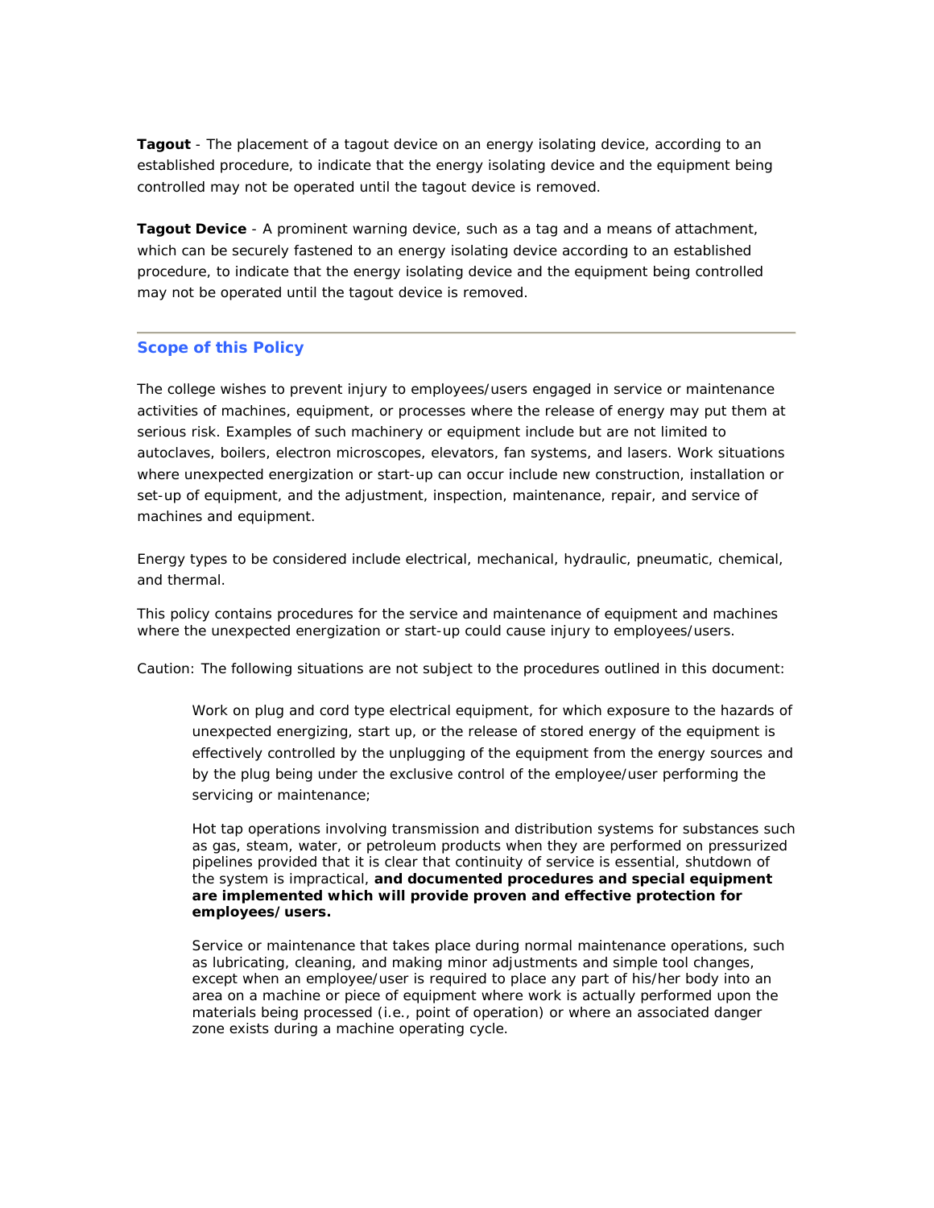**Tagout** - The placement of a tagout device on an energy isolating device, according to an established procedure, to indicate that the energy isolating device and the equipment being controlled may not be operated until the tagout device is removed.

**Tagout Device** - A prominent warning device, such as a tag and a means of attachment, which can be securely fastened to an energy isolating device according to an established procedure, to indicate that the energy isolating device and the equipment being controlled may not be operated until the tagout device is removed.

---

## Scope of this Policy

The college wishes to prevent injury to employees/users engaged in service or maintenance activities of machines, equipment, or processes where the release of energy may put them at serious risk. Examples of such machinery or equipment include but are not limited to autoclaves, boilers, electron microscopes, elevators, fan systems, and lasers. Work situations where unexpected energization or start-up can occur include new construction, installation or set-up of equipment, and the adjustment, inspection, maintenance, repair, and service of machines and equipment.

Energy types to be considered include electrical, mechanical, hydraulic, pneumatic, chemical, and thermal.

This policy contains procedures for the service and maintenance of equipment and machines where the unexpected energization or start-up could cause injury to employees/users.

Caution: The following situations are not subject to the procedures outlined in this document:

> Work on plug and cord type electrical equipment, for which exposure to the hazards of unexpected energizing, start up, or the release of stored energy of the equipment is effectively controlled by the unplugging of the equipment from the energy sources and by the plug being under the exclusive control of the employee/user performing the servicing or maintenance;
>
> Hot tap operations involving transmission and distribution systems for substances such as gas, steam, water, or petroleum products when they are performed on pressurized pipelines provided that it is clear that continuity of service is essential, shutdown of the system is impractical, **and documented procedures and special equipment are implemented which will provide proven and effective protection for employees/users.**
>
> Service or maintenance that takes place during normal maintenance operations, such as lubricating, cleaning, and making minor adjustments and simple tool changes, except when an employee/user is required to place any part of his/her body into an area on a machine or piece of equipment where work is actually performed upon the materials being processed (i.e., point of operation) or where an associated danger zone exists during a machine operating cycle.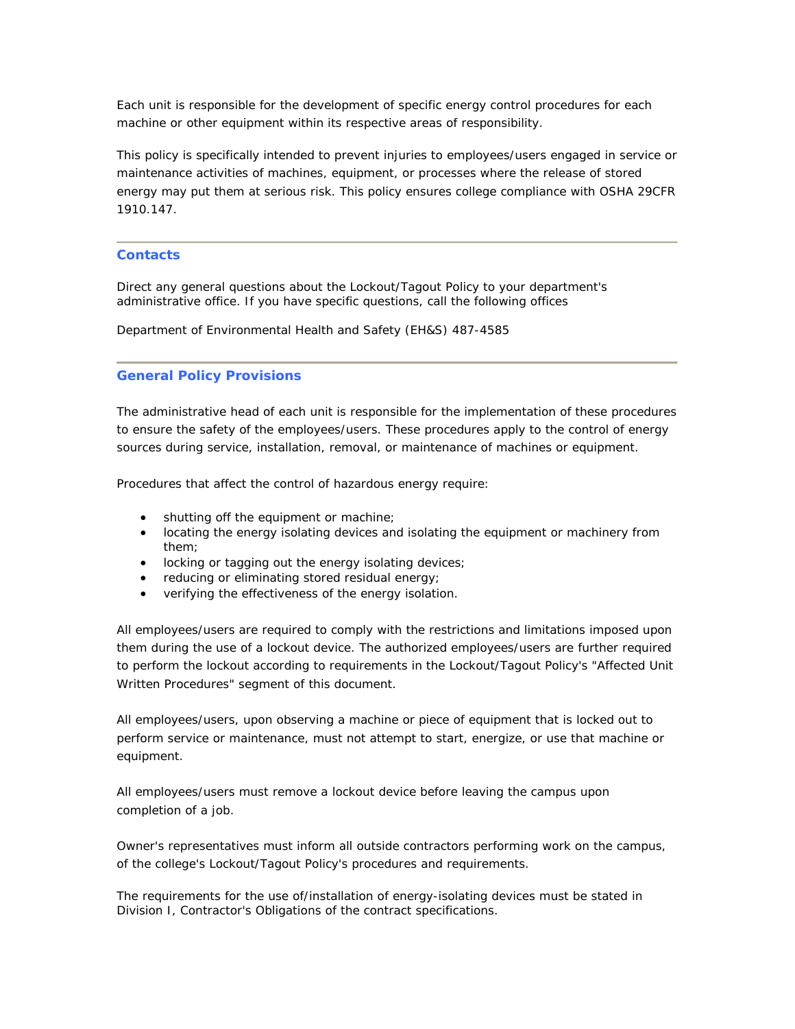Each unit is responsible for the development of specific energy control procedures for each machine or other equipment within its respective areas of responsibility.

This policy is specifically intended to prevent injuries to employees/users engaged in service or maintenance activities of machines, equipment, or processes where the release of stored energy may put them at serious risk. This policy ensures college compliance with OSHA 29CFR 1910.147.

---

## Contacts

Direct any general questions about the Lockout/Tagout Policy to your department's administrative office. If you have specific questions, call the following offices

Department of Environmental Health and Safety (EH&S) 487-4585

---

## General Policy Provisions

The administrative head of each unit is responsible for the implementation of these procedures to ensure the safety of the employees/users. These procedures apply to the control of energy sources during service, installation, removal, or maintenance of machines or equipment.

Procedures that affect the control of hazardous energy require:

- shutting off the equipment or machine;
- locating the energy isolating devices and isolating the equipment or machinery from them;
- locking or tagging out the energy isolating devices;
- reducing or eliminating stored residual energy;
- verifying the effectiveness of the energy isolation.

All employees/users are required to comply with the restrictions and limitations imposed upon them during the use of a lockout device. The authorized employees/users are further required to perform the lockout according to requirements in the Lockout/Tagout Policy's "Affected Unit Written Procedures" segment of this document.

All employees/users, upon observing a machine or piece of equipment that is locked out to perform service or maintenance, must not attempt to start, energize, or use that machine or equipment.

All employees/users must remove a lockout device before leaving the campus upon completion of a job.

Owner's representatives must inform all outside contractors performing work on the campus, of the college's Lockout/Tagout Policy's procedures and requirements.

The requirements for the use of/installation of energy-isolating devices must be stated in Division I, Contractor's Obligations of the contract specifications.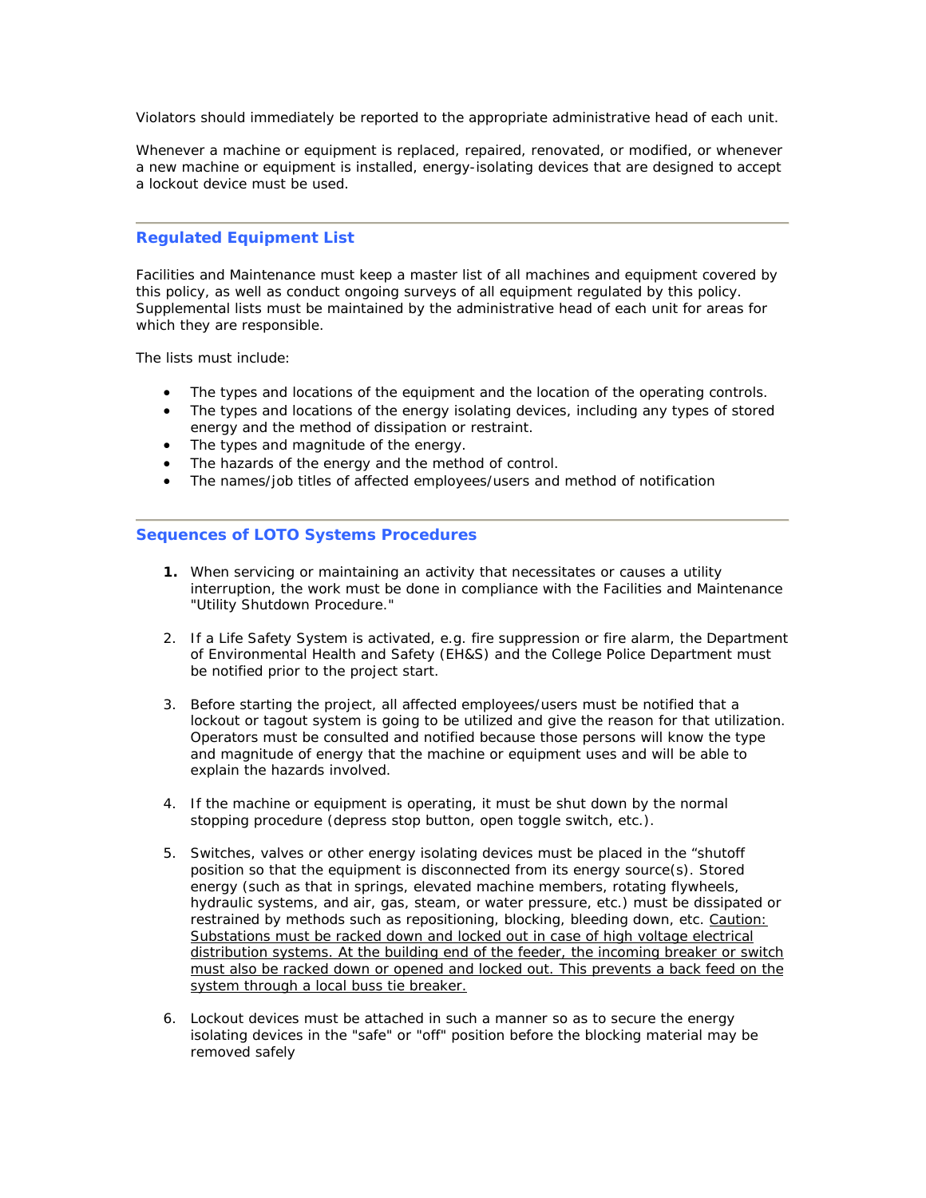Violators should immediately be reported to the appropriate administrative head of each unit.

Whenever a machine or equipment is replaced, repaired, renovated, or modified, or whenever a new machine or equipment is installed, energy-isolating devices that are designed to accept a lockout device must be used.

## Regulated Equipment List

Facilities and Maintenance must keep a master list of all machines and equipment covered by this policy, as well as conduct ongoing surveys of all equipment regulated by this policy. Supplemental lists must be maintained by the administrative head of each unit for areas for which they are responsible.

The lists must include:

- The types and locations of the equipment and the location of the operating controls.
- The types and locations of the energy isolating devices, including any types of stored energy and the method of dissipation or restraint.
- The types and magnitude of the energy.
- The hazards of the energy and the method of control.
- The names/job titles of affected employees/users and method of notification

## Sequences of LOTO Systems Procedures

1. When servicing or maintaining an activity that necessitates or causes a utility interruption, the work must be done in compliance with the Facilities and Maintenance "Utility Shutdown Procedure."

2. If a Life Safety System is activated, e.g. fire suppression or fire alarm, the Department of Environmental Health and Safety (EH&S) and the College Police Department must be notified prior to the project start.

3. Before starting the project, all affected employees/users must be notified that a lockout or tagout system is going to be utilized and give the reason for that utilization. Operators must be consulted and notified because those persons will know the type and magnitude of energy that the machine or equipment uses and will be able to explain the hazards involved.

4. If the machine or equipment is operating, it must be shut down by the normal stopping procedure (depress stop button, open toggle switch, etc.).

5. Switches, valves or other energy isolating devices must be placed in the "shutoff position so that the equipment is disconnected from its energy source(s). Stored energy (such as that in springs, elevated machine members, rotating flywheels, hydraulic systems, and air, gas, steam, or water pressure, etc.) must be dissipated or restrained by methods such as repositioning, blocking, bleeding down, etc. <u>Caution: Substations must be racked down and locked out in case of high voltage electrical distribution systems. At the building end of the feeder, the incoming breaker or switch must also be racked down or opened and locked out. This prevents a back feed on the system through a local buss tie breaker.</u>

6. Lockout devices must be attached in such a manner so as to secure the energy isolating devices in the "safe" or "off" position before the blocking material may be removed safely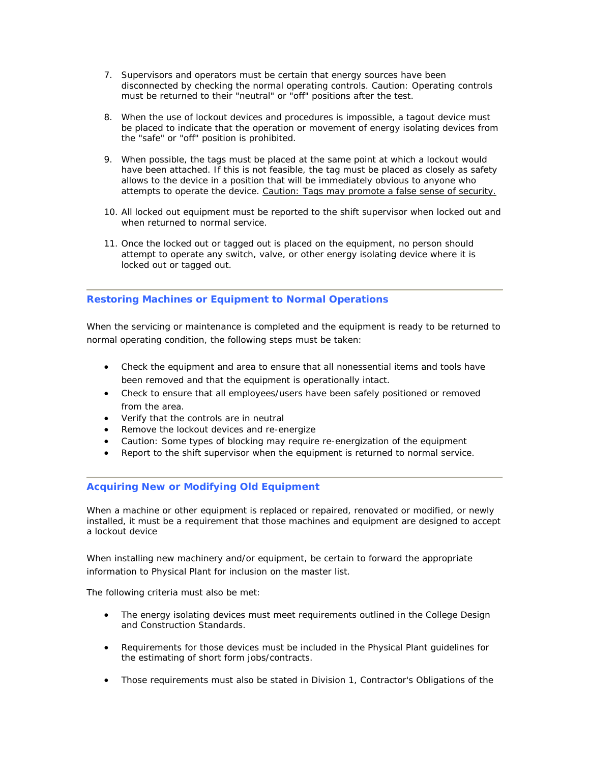7. Supervisors and operators must be certain that energy sources have been disconnected by checking the normal operating controls. Caution: Operating controls must be returned to their "neutral" or "off" positions after the test.

8. When the use of lockout devices and procedures is impossible, a tagout device must be placed to indicate that the operation or movement of energy isolating devices from the "safe" or "off" position is prohibited.

9. When possible, the tags must be placed at the same point at which a lockout would have been attached. If this is not feasible, the tag must be placed as closely as safety allows to the device in a position that will be immediately obvious to anyone who attempts to operate the device. <u>Caution: Tags may promote a false sense of security.</u>

10. All locked out equipment must be reported to the shift supervisor when locked out and when returned to normal service.

11. Once the locked out or tagged out is placed on the equipment, no person should attempt to operate any switch, valve, or other energy isolating device where it is locked out or tagged out.

---

## Restoring Machines or Equipment to Normal Operations

When the servicing or maintenance is completed and the equipment is ready to be returned to normal operating condition, the following steps must be taken:

- Check the equipment and area to ensure that all nonessential items and tools have been removed and that the equipment is operationally intact.
- Check to ensure that all employees/users have been safely positioned or removed from the area.
- Verify that the controls are in neutral
- Remove the lockout devices and re-energize
- Caution: Some types of blocking may require re-energization of the equipment
- Report to the shift supervisor when the equipment is returned to normal service.

---

## Acquiring New or Modifying Old Equipment

When a machine or other equipment is replaced or repaired, renovated or modified, or newly installed, it must be a requirement that those machines and equipment are designed to accept a lockout device

When installing new machinery and/or equipment, be certain to forward the appropriate information to Physical Plant for inclusion on the master list.

The following criteria must also be met:

- The energy isolating devices must meet requirements outlined in the College Design and Construction Standards.

- Requirements for those devices must be included in the Physical Plant guidelines for the estimating of short form jobs/contracts.

- Those requirements must also be stated in Division 1, Contractor's Obligations of the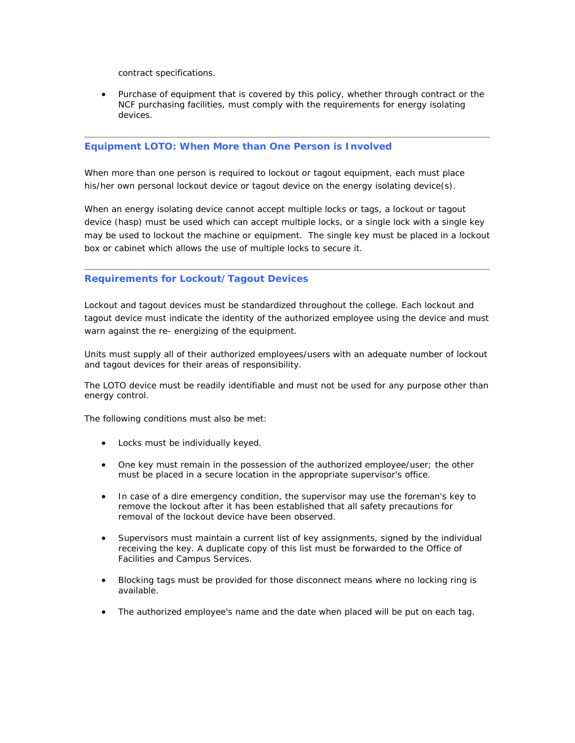contract specifications.

- Purchase of equipment that is covered by this policy, whether through contract or the NCF purchasing facilities, must comply with the requirements for energy isolating devices.

---

### Equipment LOTO: When More than One Person is Involved

When more than one person is required to lockout or tagout equipment, each must place his/her own personal lockout device or tagout device on the energy isolating device(s).

When an energy isolating device cannot accept multiple locks or tags, a lockout or tagout device (hasp) must be used which can accept multiple locks, or a single lock with a single key may be used to lockout the machine or equipment. The single key must be placed in a lockout box or cabinet which allows the use of multiple locks to secure it.

---

### Requirements for Lockout/Tagout Devices

Lockout and tagout devices must be standardized throughout the college. Each lockout and tagout device must indicate the identity of the authorized employee using the device and must warn against the re- energizing of the equipment.

Units must supply all of their authorized employees/users with an adequate number of lockout and tagout devices for their areas of responsibility.

The LOTO device must be readily identifiable and must not be used for any purpose other than energy control.

The following conditions must also be met:

- Locks must be individually keyed.
- One key must remain in the possession of the authorized employee/user; the other must be placed in a secure location in the appropriate supervisor's office.
- In case of a dire emergency condition, the supervisor may use the foreman's key to remove the lockout after it has been established that all safety precautions for removal of the lockout device have been observed.
- Supervisors must maintain a current list of key assignments, signed by the individual receiving the key. A duplicate copy of this list must be forwarded to the Office of Facilities and Campus Services.
- Blocking tags must be provided for those disconnect means where no locking ring is available.
- The authorized employee's name and the date when placed will be put on each tag.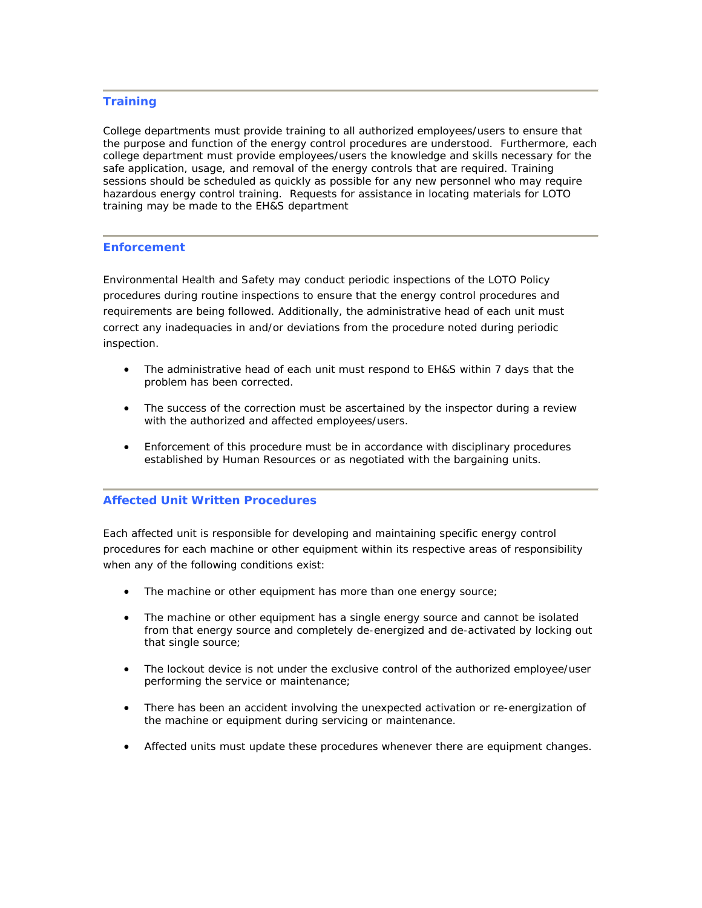## Training

College departments must provide training to all authorized employees/users to ensure that the purpose and function of the energy control procedures are understood.  Furthermore, each college department must provide employees/users the knowledge and skills necessary for the safe application, usage, and removal of the energy controls that are required. Training sessions should be scheduled as quickly as possible for any new personnel who may require hazardous energy control training.  Requests for assistance in locating materials for LOTO training may be made to the EH&S department

## Enforcement

Environmental Health and Safety may conduct periodic inspections of the LOTO Policy procedures during routine inspections to ensure that the energy control procedures and requirements are being followed. Additionally, the administrative head of each unit must correct any inadequacies in and/or deviations from the procedure noted during periodic inspection.

- The administrative head of each unit must respond to EH&S within 7 days that the problem has been corrected.
- The success of the correction must be ascertained by the inspector during a review with the authorized and affected employees/users.
- Enforcement of this procedure must be in accordance with disciplinary procedures established by Human Resources or as negotiated with the bargaining units.

## Affected Unit Written Procedures

Each affected unit is responsible for developing and maintaining specific energy control procedures for each machine or other equipment within its respective areas of responsibility when any of the following conditions exist:

- The machine or other equipment has more than one energy source;
- The machine or other equipment has a single energy source and cannot be isolated from that energy source and completely de-energized and de-activated by locking out that single source;
- The lockout device is not under the exclusive control of the authorized employee/user performing the service or maintenance;
- There has been an accident involving the unexpected activation or re-energization of the machine or equipment during servicing or maintenance.
- Affected units must update these procedures whenever there are equipment changes.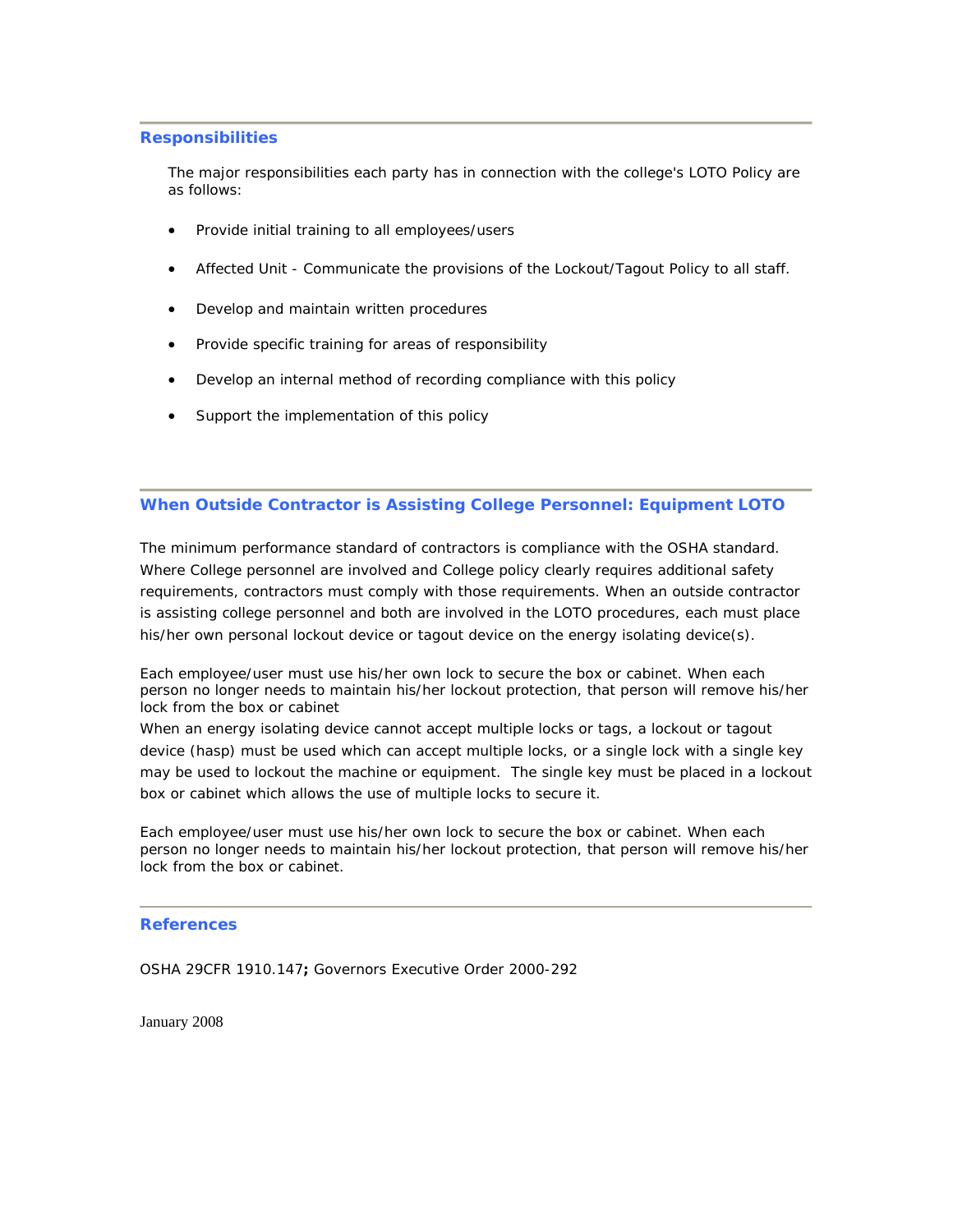## Responsibilities

The major responsibilities each party has in connection with the college's LOTO Policy are as follows:

- Provide initial training to all employees/users
- Affected Unit - Communicate the provisions of the Lockout/Tagout Policy to all staff.
- Develop and maintain written procedures
- Provide specific training for areas of responsibility
- Develop an internal method of recording compliance with this policy
- Support the implementation of this policy

## When Outside Contractor is Assisting College Personnel: Equipment LOTO

The minimum performance standard of contractors is compliance with the OSHA standard. Where College personnel are involved and College policy clearly requires additional safety requirements, contractors must comply with those requirements. When an outside contractor is assisting college personnel and both are involved in the LOTO procedures, each must place his/her own personal lockout device or tagout device on the energy isolating device(s).

Each employee/user must use his/her own lock to secure the box or cabinet. When each person no longer needs to maintain his/her lockout protection, that person will remove his/her lock from the box or cabinet
When an energy isolating device cannot accept multiple locks or tags, a lockout or tagout device (hasp) must be used which can accept multiple locks, or a single lock with a single key may be used to lockout the machine or equipment. The single key must be placed in a lockout box or cabinet which allows the use of multiple locks to secure it.

Each employee/user must use his/her own lock to secure the box or cabinet. When each person no longer needs to maintain his/her lockout protection, that person will remove his/her lock from the box or cabinet.

## References

OSHA 29CFR 1910.147**;** Governors Executive Order 2000-292

January 2008